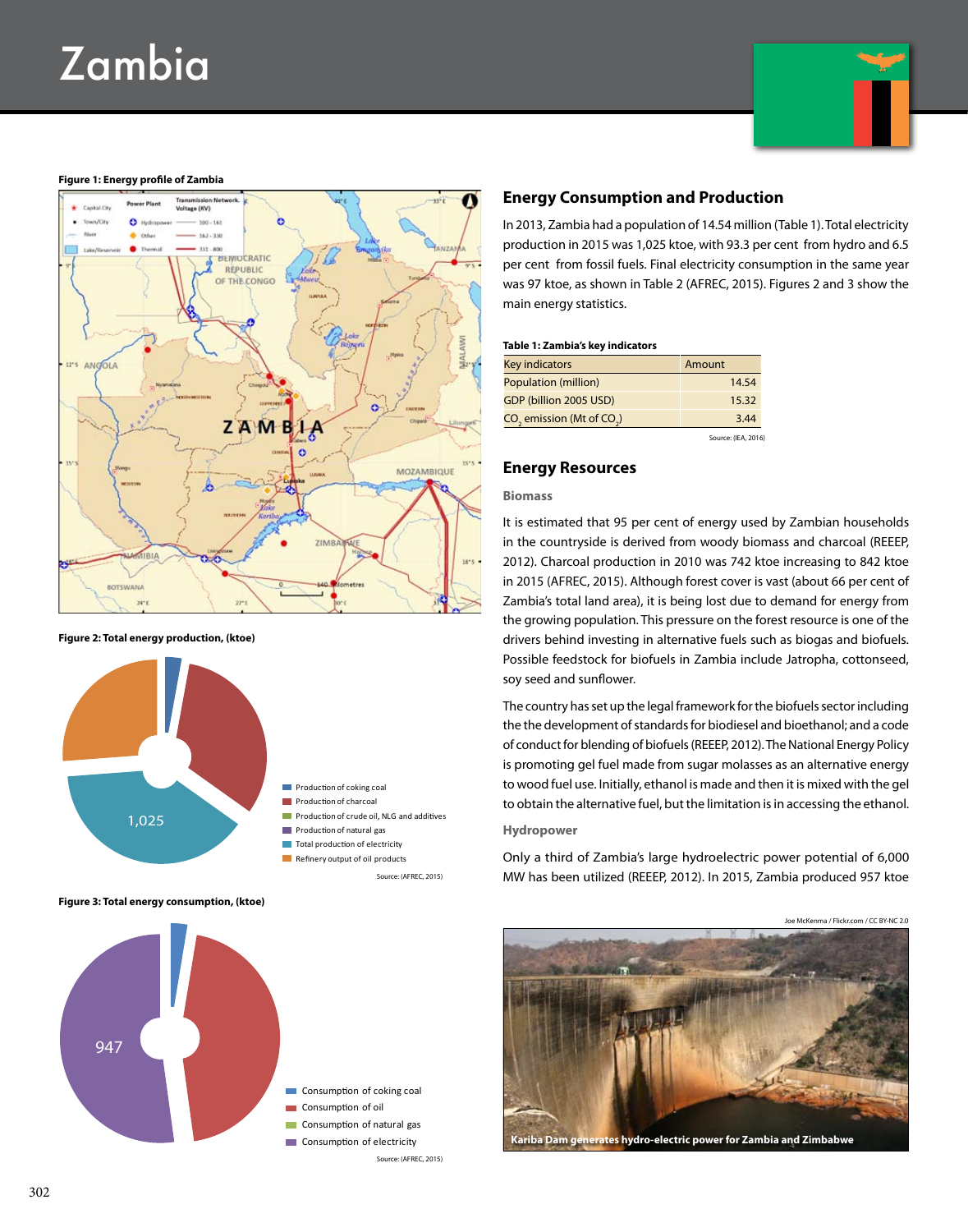# Zambia

Figure 1: Energy profile of Zambia

Figure 2: Total energy production, (ktoe)

- Production of coking coal
- Production of charcoal
- Production of crude oil, NLG and additives
- Production of natural gas
- Total production of electricity
- Refinery output of oil products

1,025

Source: (AFREC, 2015)

Figure 3: Total energy consumption, (ktoe)

947

- Consumption of coking coal
- Consumption of oil
- Consumption of natural gas
- Consumption of electricity

Source: (AFREC, 2015)

## Energy Consumption and Production

In 2013, Zambia had a population of 14.54 million (Table 1). Total electricity production in 2015 was 1,025 ktoe, with 93.3 per cent from hydro and 6.5 per cent from fossil fuels. Final electricity consumption in the same year was 97 ktoe, as shown in Table 2 (AFREC, 2015). Figures 2 and 3 show the main energy statistics.

**Table 1: Zambia's key indicators**

| Key indicators | Amount |
|---|---|
| Population (million) | 14.54 |
| GDP (billion 2005 USD) | 15.32 |
| $CO_2$ emission (Mt of $CO_2$) | 3.44 |

Source: (IEA, 2016)

## Energy Resources

### Biomass

It is estimated that 95 per cent of energy used by Zambian households in the countryside is derived from woody biomass and charcoal (REEEP, 2012). Charcoal production in 2010 was 742 ktoe increasing to 842 ktoe in 2015 (AFREC, 2015). Although forest cover is vast (about 66 per cent of Zambia's total land area), it is being lost due to demand for energy from the growing population. This pressure on the forest resource is one of the drivers behind investing in alternative fuels such as biogas and biofuels. Possible feedstock for biofuels in Zambia include Jatropha, cottonseed, soy seed and sunflower.

The country has set up the legal framework for the biofuels sector including the the development of standards for biodiesel and bioethanol; and a code of conduct for blending of biofuels (REEEP, 2012). The National Energy Policy is promoting gel fuel made from sugar molasses as an alternative energy to wood fuel use. Initially, ethanol is made and then it is mixed with the gel to obtain the alternative fuel, but the limitation is in accessing the ethanol.

### Hydropower

Only a third of Zambia's large hydroelectric power potential of 6,000 MW has been utilized (REEEP, 2012). In 2015, Zambia produced 957 ktoe

Joe McKenma / Flickr.com / CC BY-NC 2.0

Kariba Dam generates hydro-electric power for Zambia and Zimbabwe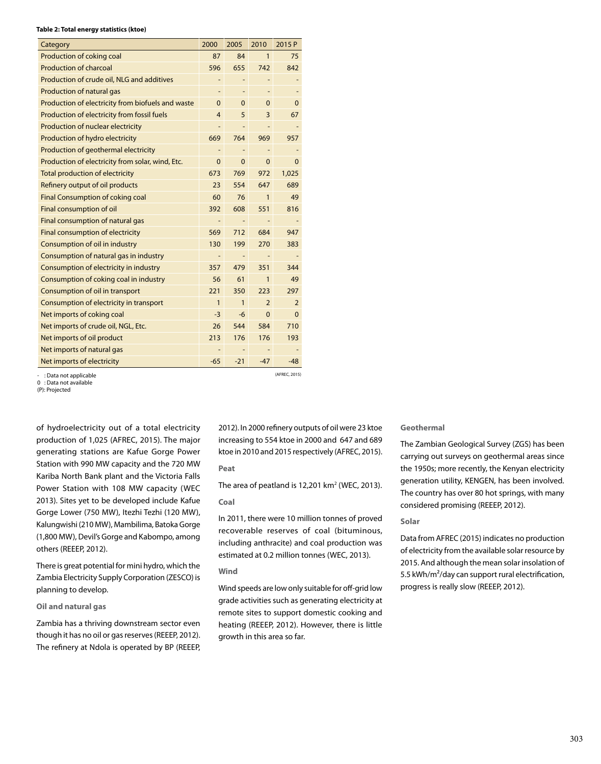**Table 2: Total energy statistics (ktoe)**

| Category | 2000 | 2005 | 2010 | 2015 P |
|---|---|---|---|---|
| Production of coking coal | 87 | 84 | 1 | 75 |
| Production of charcoal | 596 | 655 | 742 | 842 |
| Production of crude oil, NLG and additives | - | - | - | - |
| Production of natural gas | - | - | - | - |
| Production of electricity from biofuels and waste | 0 | 0 | 0 | 0 |
| Production of electricity from fossil fuels | 4 | 5 | 3 | 67 |
| Production of nuclear electricity | - | - | - | - |
| Production of hydro electricity | 669 | 764 | 969 | 957 |
| Production of geothermal electricity | - | - | - | - |
| Production of electricity from solar, wind, Etc. | 0 | 0 | 0 | 0 |
| Total production of electricity | 673 | 769 | 972 | 1,025 |
| Refinery output of oil products | 23 | 554 | 647 | 689 |
| Final Consumption of coking coal | 60 | 76 | 1 | 49 |
| Final consumption of oil | 392 | 608 | 551 | 816 |
| Final consumption of natural gas | - | - | - | - |
| Final consumption of electricity | 569 | 712 | 684 | 947 |
| Consumption of oil in industry | 130 | 199 | 270 | 383 |
| Consumption of natural gas in industry | - | - | - | - |
| Consumption of electricity in industry | 357 | 479 | 351 | 344 |
| Consumption of coking coal in industry | 56 | 61 | 1 | 49 |
| Consumption of oil in transport | 221 | 350 | 223 | 297 |
| Consumption of electricity in transport | 1 | 1 | 2 | 2 |
| Net imports of coking coal | -3 | -6 | 0 | 0 |
| Net imports of crude oil, NGL, Etc. | 26 | 544 | 584 | 710 |
| Net imports of oil product | 213 | 176 | 176 | 193 |
| Net imports of natural gas | - | - | - | - |
| Net imports of electricity | -65 | -21 | -47 | -48 |

- : Data not applicable
0 : Data not available
(P): Projected

(AFREC, 2015)

of hydroelectricity out of a total electricity production of 1,025 (AFREC, 2015). The major generating stations are Kafue Gorge Power Station with 990 MW capacity and the 720 MW Kariba North Bank plant and the Victoria Falls Power Station with 108 MW capacity (WEC 2013). Sites yet to be developed include Kafue Gorge Lower (750 MW), Itezhi Tezhi (120 MW), Kalungwishi (210 MW), Mambilima, Batoka Gorge (1,800 MW), Devil's Gorge and Kabompo, among others (REEEP, 2012).

There is great potential for mini hydro, which the Zambia Electricity Supply Corporation (ZESCO) is planning to develop.

#### Oil and natural gas

Zambia has a thriving downstream sector even though it has no oil or gas reserves (REEEP, 2012). The refinery at Ndola is operated by BP (REEEP, 2012). In 2000 refinery outputs of oil were 23 ktoe increasing to 554 ktoe in 2000 and 647 and 689 ktoe in 2010 and 2015 respectively (AFREC, 2015).

#### Peat

The area of peatland is 12,201 km$^2$ (WEC, 2013).

#### Coal

In 2011, there were 10 million tonnes of proved recoverable reserves of coal (bituminous, including anthracite) and coal production was estimated at 0.2 million tonnes (WEC, 2013).

#### Wind

Wind speeds are low only suitable for off-grid low grade activities such as generating electricity at remote sites to support domestic cooking and heating (REEEP, 2012). However, there is little growth in this area so far.

#### Geothermal

The Zambian Geological Survey (ZGS) has been carrying out surveys on geothermal areas since the 1950s; more recently, the Kenyan electricity generation utility, KENGEN, has been involved. The country has over 80 hot springs, with many considered promising (REEEP, 2012).

#### Solar

Data from AFREC (2015) indicates no production of electricity from the available solar resource by 2015. And although the mean solar insolation of 5.5 kWh/m$^2$/day can support rural electrification, progress is really slow (REEEP, 2012).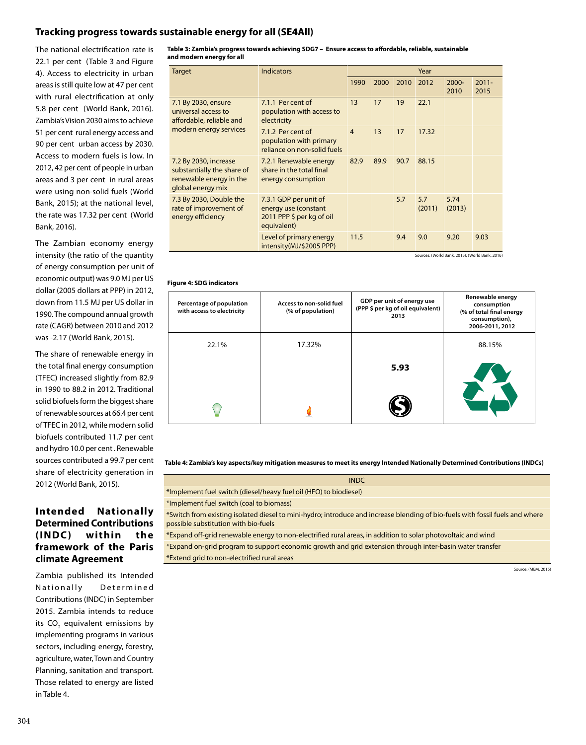## Tracking progress towards sustainable energy for all (SE4All)

The national electrification rate is 22.1 per cent (Table 3 and Figure 4). Access to electricity in urban areas is still quite low at 47 per cent with rural electrification at only 5.8 per cent (World Bank, 2016). Zambia's Vision 2030 aims to achieve 51 per cent rural energy access and 90 per cent urban access by 2030. Access to modern fuels is low. In 2012, 42 per cent of people in urban areas and 3 per cent in rural areas were using non-solid fuels (World Bank, 2015); at the national level, the rate was 17.32 per cent (World Bank, 2016).

The Zambian economy energy intensity (the ratio of the quantity of energy consumption per unit of economic output) was 9.0 MJ per US dollar (2005 dollars at PPP) in 2012, down from 11.5 MJ per US dollar in 1990. The compound annual growth rate (CAGR) between 2010 and 2012 was -2.17 (World Bank, 2015).

The share of renewable energy in the total final energy consumption (TFEC) increased slightly from 82.9 in 1990 to 88.2 in 2012. Traditional solid biofuels form the biggest share of renewable sources at 66.4 per cent of TFEC in 2012, while modern solid biofuels contributed 11.7 per cent and hydro 10.0 per cent. Renewable sources contributed a 99.7 per cent share of electricity generation in 2012 (World Bank, 2015).

**Table 3: Zambia's progress towards achieving SDG7 – Ensure access to affordable, reliable, sustainable and modern energy for all**

| Target | Indicators | Year | | | | | |
|---|---|---|---|---|---|---|---|
| | | 1990 | 2000 | 2010 | 2012 | 2000-2010 | 2011-2015 |
| 7.1 By 2030, ensure universal access to affordable, reliable and modern energy services | 7.1.1 Per cent of population with access to electricity | 13 | 17 | 19 | 22.1 | | |
| | 7.1.2 Per cent of population with primary reliance on non-solid fuels | 4 | 13 | 17 | 17.32 | | |
| 7.2 By 2030, increase substantially the share of renewable energy in the global energy mix | 7.2.1 Renewable energy share in the total final energy consumption | 82.9 | 89.9 | 90.7 | 88.15 | | |
| 7.3 By 2030, Double the rate of improvement of energy efficiency | 7.3.1 GDP per unit of energy use (constant 2011 PPP $ per kg of oil equivalent) | | | 5.7 | 5.7 (2011) | 5.74 (2013) | |
| | Level of primary energy intensity(MJ/$2005 PPP) | 11.5 | | 9.4 | 9.0 | 9.20 | 9.03 |

Sources: (World Bank, 2015); (World Bank, 2016)

**Figure 4: SDG indicators**

| Percentage of population with access to electricity | Access to non-solid fuel (% of population) | GDP per unit of energy use (PPP $ per kg of oil equivalent) 2013 | Renewable energy consumption (% of total final energy consumption), 2006-2011, 2012 |
|---|---|---|---|
| 22.1% | 17.32% | 5.93 | 88.15% |

## Intended Nationally Determined Contributions (INDC) within the framework of the Paris climate Agreement

Zambia published its Intended Nationally Determined Contributions (INDC) in September 2015. Zambia intends to reduce its $CO_2$ equivalent emissions by implementing programs in various sectors, including energy, forestry, agriculture, water, Town and Country Planning, sanitation and transport. Those related to energy are listed in Table 4.

**Table 4: Zambia's key aspects/key mitigation measures to meet its energy Intended Nationally Determined Contributions (INDCs)**

| INDC |
|---|
| *Implement fuel switch (diesel/heavy fuel oil (HFO) to biodiesel) |
| *Implement fuel switch (coal to biomass) |
| *Switch from existing isolated diesel to mini-hydro; introduce and increase blending of bio-fuels with fossil fuels and where possible substitution with bio-fuels |
| *Expand off-grid renewable energy to non-electrified rural areas, in addition to solar photovoltaic and wind |
| *Expand on-grid program to support economic growth and grid extension through inter-basin water transfer |
| *Extend grid to non-electrified rural areas |

Source: (MEM, 2015)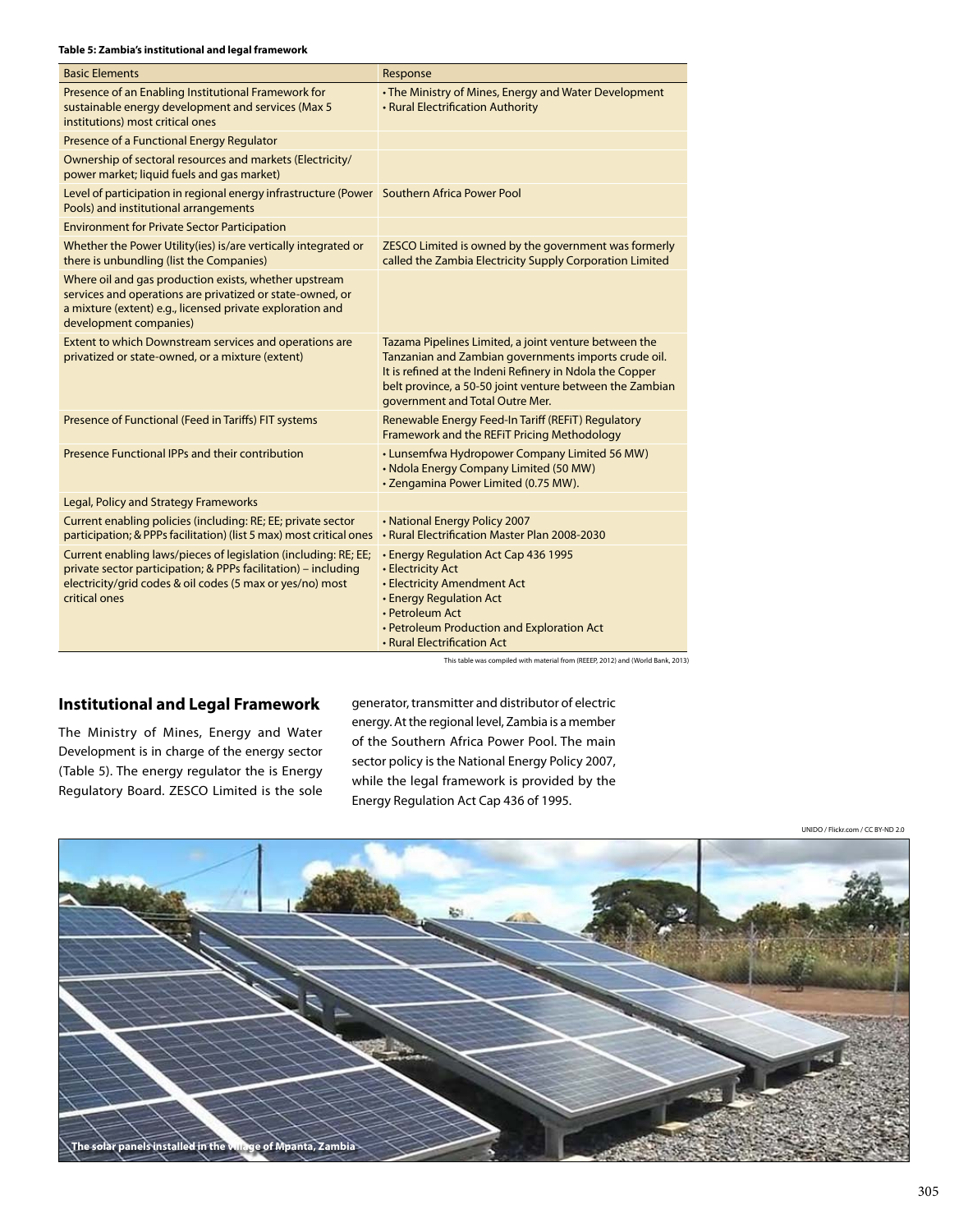**Table 5: Zambia's institutional and legal framework**

| Basic Elements | Response |
|---|---|
| Presence of an Enabling Institutional Framework for sustainable energy development and services (Max 5 institutions) most critical ones | • The Ministry of Mines, Energy and Water Development<br>• Rural Electrification Authority |
| Presence of a Functional Energy Regulator | |
| Ownership of sectoral resources and markets (Electricity/ power market; liquid fuels and gas market) | |
| Level of participation in regional energy infrastructure (Power Pools) and institutional arrangements | Southern Africa Power Pool |
| Environment for Private Sector Participation | |
| Whether the Power Utility(ies) is/are vertically integrated or there is unbundling (list the Companies) | ZESCO Limited is owned by the government was formerly called the Zambia Electricity Supply Corporation Limited |
| Where oil and gas production exists, whether upstream services and operations are privatized or state-owned, or a mixture (extent) e.g., licensed private exploration and development companies) | |
| Extent to which Downstream services and operations are privatized or state-owned, or a mixture (extent) | Tazama Pipelines Limited, a joint venture between the Tanzanian and Zambian governments imports crude oil. It is refined at the Indeni Refinery in Ndola the Copper belt province, a 50-50 joint venture between the Zambian government and Total Outre Mer. |
| Presence of Functional (Feed in Tariffs) FIT systems | Renewable Energy Feed-In Tariff (REFiT) Regulatory Framework and the REFiT Pricing Methodology |
| Presence Functional IPPs and their contribution | • Lunsemfwa Hydropower Company Limited 56 MW)<br>• Ndola Energy Company Limited (50 MW)<br>• Zengamina Power Limited (0.75 MW). |
| Legal, Policy and Strategy Frameworks | |
| Current enabling policies (including: RE; EE; private sector participation; & PPPs facilitation) (list 5 max) most critical ones | • National Energy Policy 2007<br>• Rural Electrification Master Plan 2008-2030 |
| Current enabling laws/pieces of legislation (including: RE; EE; private sector participation; & PPPs facilitation) – including electricity/grid codes & oil codes (5 max or yes/no) most critical ones | • Energy Regulation Act Cap 436 1995<br>• Electricity Act<br>• Electricity Amendment Act<br>• Energy Regulation Act<br>• Petroleum Act<br>• Petroleum Production and Exploration Act<br>• Rural Electrification Act |

This table was compiled with material from (REEEP, 2012) and (World Bank, 2013)

## Institutional and Legal Framework

The Ministry of Mines, Energy and Water Development is in charge of the energy sector (Table 5). The energy regulator the is Energy Regulatory Board. ZESCO Limited is the sole generator, transmitter and distributor of electric energy. At the regional level, Zambia is a member of the Southern Africa Power Pool. The main sector policy is the National Energy Policy 2007, while the legal framework is provided by the Energy Regulation Act Cap 436 of 1995.

UNIDO / Flickr.com / CC BY-ND 2.0

The solar panels installed in the village of Mpanta, Zambia